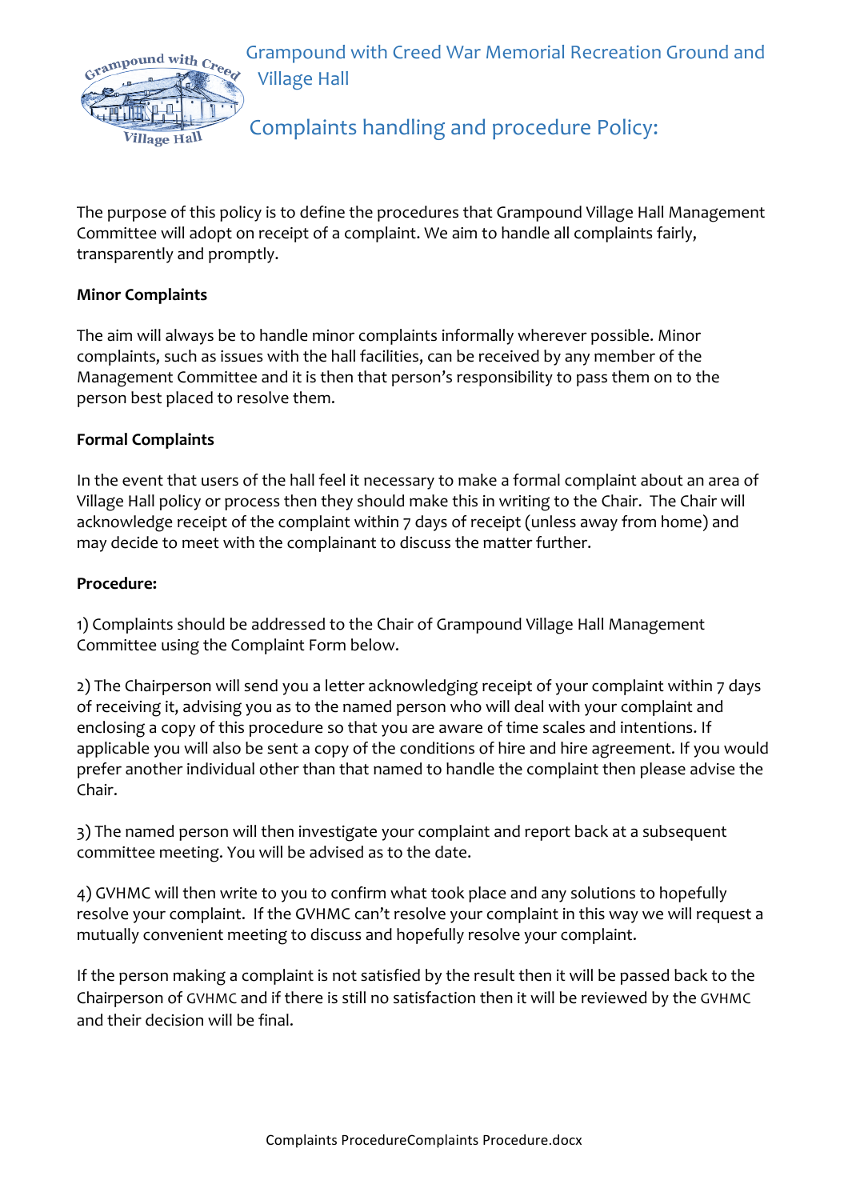# Grampound with Creed War Memorial Recreation Ground and Village Hall

## Complaints handling and procedure Policy:

The purpose of this policy is to define the procedures that Grampound Village Hall Management Committee will adopt on receipt of a complaint. We aim to handle all complaints fairly, transparently and promptly.

**Minor Complaints**

The aim will always be to handle minor complaints informally wherever possible. Minor complaints, such as issues with the hall facilities, can be received by any member of the Management Committee and it is then that person's responsibility to pass them on to the person best placed to resolve them.

**Formal Complaints**

In the event that users of the hall feel it necessary to make a formal complaint about an area of Village Hall policy or process then they should make this in writing to the Chair. The Chair will acknowledge receipt of the complaint within 7 days of receipt (unless away from home) and may decide to meet with the complainant to discuss the matter further.

**Procedure:**

1) Complaints should be addressed to the Chair of Grampound Village Hall Management Committee using the Complaint Form below.

2) The Chairperson will send you a letter acknowledging receipt of your complaint within 7 days of receiving it, advising you as to the named person who will deal with your complaint and enclosing a copy of this procedure so that you are aware of time scales and intentions. If applicable you will also be sent a copy of the conditions of hire and hire agreement. If you would prefer another individual other than that named to handle the complaint then please advise the Chair.

3) The named person will then investigate your complaint and report back at a subsequent committee meeting. You will be advised as to the date.

4) GVHMC will then write to you to confirm what took place and any solutions to hopefully resolve your complaint. If the GVHMC can't resolve your complaint in this way we will request a mutually convenient meeting to discuss and hopefully resolve your complaint.

If the person making a complaint is not satisfied by the result then it will be passed back to the Chairperson of GVHMC and if there is still no satisfaction then it will be reviewed by the GVHMC and their decision will be final.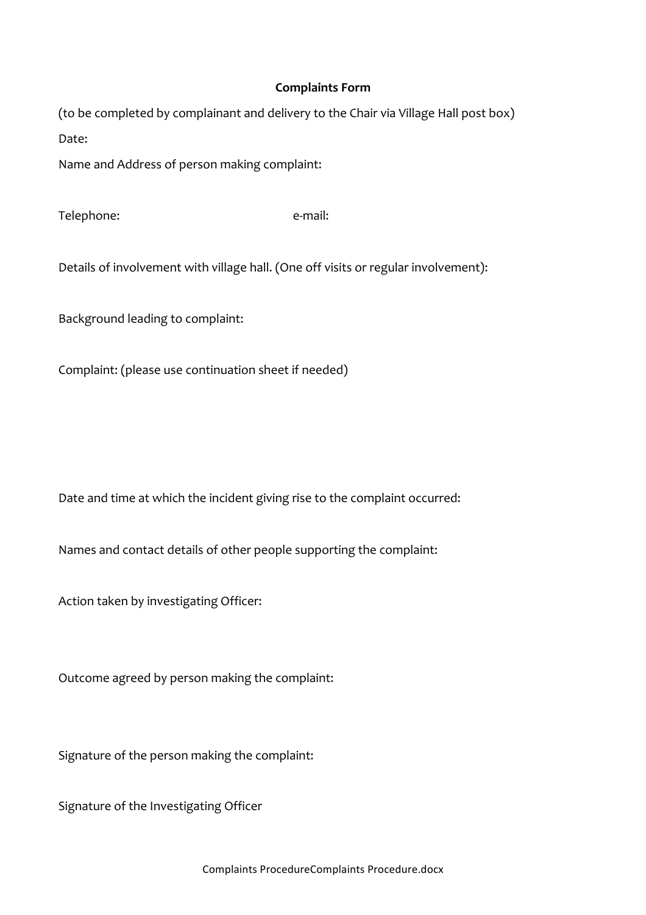**Complaints Form**

(to be completed by complainant and delivery to the Chair via Village Hall post box)

Date:

Name and Address of person making complaint:

Telephone: e-mail:

Details of involvement with village hall. (One off visits or regular involvement):

Background leading to complaint:

Complaint: (please use continuation sheet if needed)

Date and time at which the incident giving rise to the complaint occurred:

Names and contact details of other people supporting the complaint:

Action taken by investigating Officer:

Outcome agreed by person making the complaint:

Signature of the person making the complaint:

Signature of the Investigating Officer